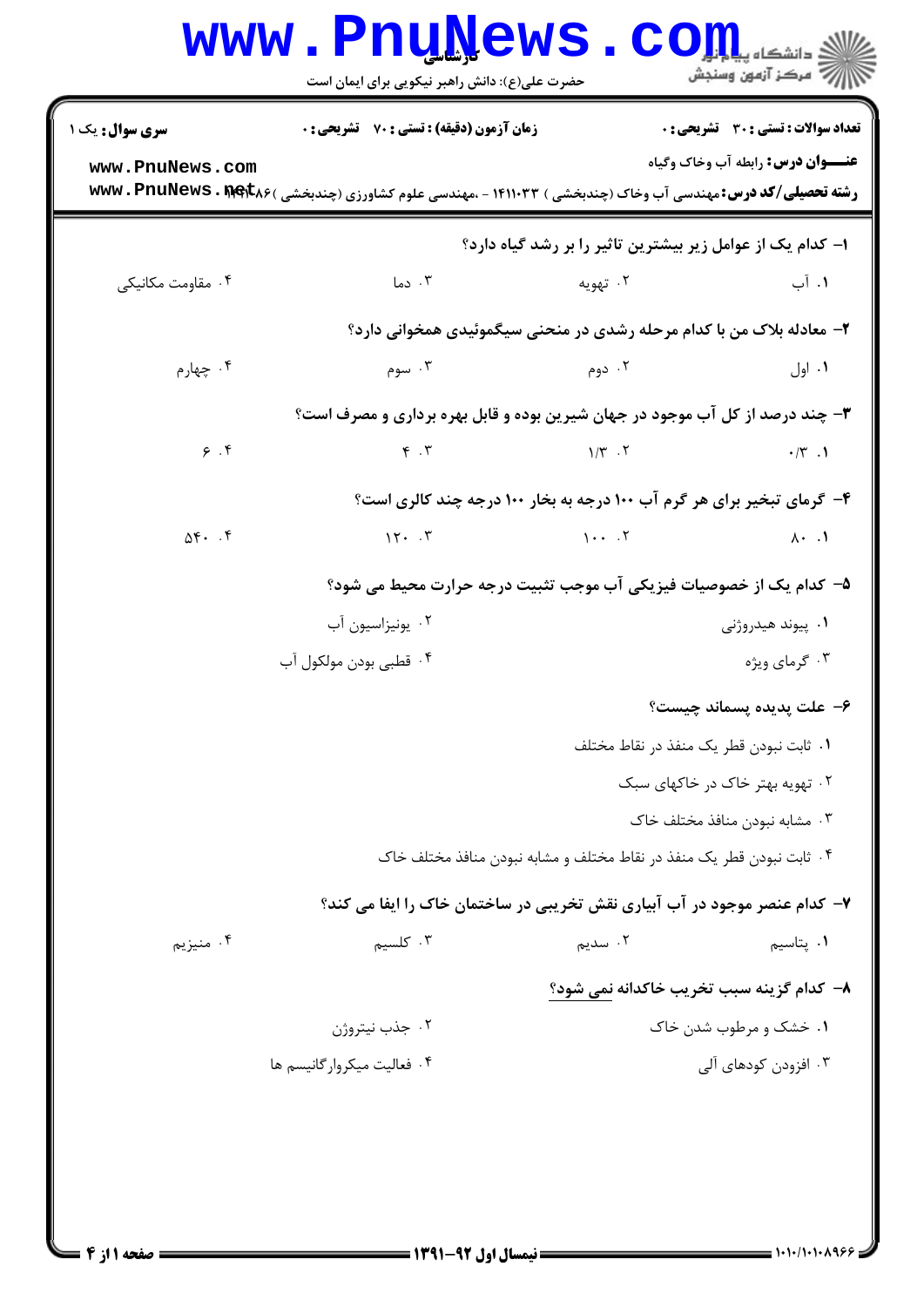**تعداد سوالات : تستی : ۳۰ تشریحی : ۰** | **زمان آزمون (دقیقه) : تستی : ۷۰ تشریحی : ۰** | **سری سوال : یک ۱**

**عنـــوان درس :** رابطه آب وخاک وگیاه

**رشته تحصیلی/کد درس :** مهندسی آب وخاک (چندبخشی ) ۱۴۱۱۰۳۳ - ،مهندسی علوم کشاورزی (چندبخشی )۱۴۱۱۰۸۶

۱- کدام یک از عوامل زیر بیشترین تاثیر را بر رشد گیاه دارد؟

۱. آب
۲. تهویه
۳. دما
۴. مقاومت مکانیکی

۲- معادله بلاک من با کدام مرحله رشدی در منحنی سیگموئیدی همخوانی دارد؟

۱. اول
۲. دوم
۳. سوم
۴. چهارم

۳- چند درصد از کل آب موجود در جهان شیرین بوده و قابل بهره برداری و مصرف است؟

۱. ۰/۳
۲. ۱/۳
۳. ۴
۴. ۶

۴- گرمای تبخیر برای هر گرم آب ۱۰۰ درجه به بخار ۱۰۰ درجه چند کالری است؟

۱. ۸۰
۲. ۱۰۰
۳. ۱۲۰
۴. ۵۴۰

۵- کدام یک از خصوصیات فیزیکی آب موجب تثبیت درجه حرارت محیط می شود؟

۱. پیوند هیدروژنی
۲. یونیزاسیون آب
۳. گرمای ویژه
۴. قطبی بودن مولکول آب

۶- علت پدیده پسماند چیست؟

۱. ثابت نبودن قطر یک منفذ در نقاط مختلف
۲. تهویه بهتر خاک در خاکهای سبک
۳. مشابه نبودن منافذ مختلف خاک
۴. ثابت نبودن قطر یک منفذ در نقاط مختلف و مشابه نبودن منافذ مختلف خاک

۷- کدام عنصر موجود در آب آبیاری نقش تخریبی در ساختمان خاک را ایفا می کند؟

۱. پتاسیم
۲. سدیم
۳. کلسیم
۴. منیزیم

۸- کدام گزینه سبب تخریب خاکدانه نمی شود؟

۱. خشک و مرطوب شدن خاک
۲. جذب نیتروژن
۳. افزودن کودهای آلی
۴. فعالیت میکروارگانیسم ها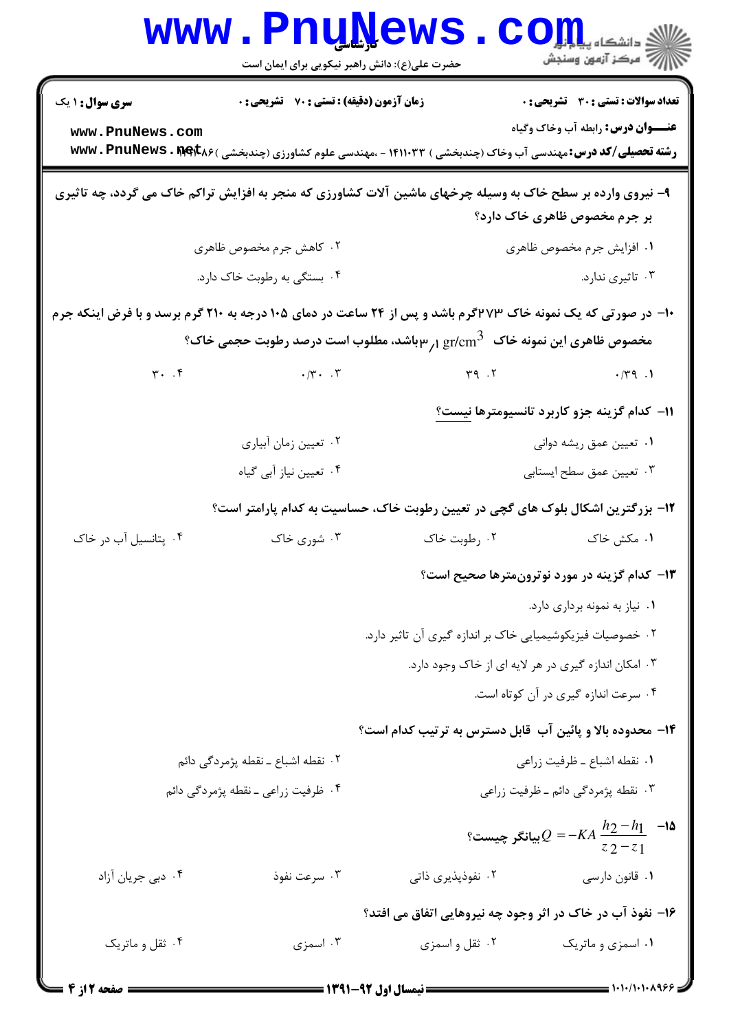۹- نیروی وارده بر سطح خاک به وسیله چرخهای ماشین آلات کشاورزی که منجر به افزایش تراکم خاک می گردد، چه تاثیری بر جرم مخصوص ظاهری خاک دارد؟

۱. افزایش جرم مخصوص ظاهری
۲. کاهش جرم مخصوص ظاهری
۳. تاثیری ندارد.
۴. بستگی به رطوبت خاک دارد.

۱۰- در صورتی که یک نمونه خاک ۲۷۳گرم باشد و پس از ۲۴ ساعت در دمای ۱۰۵ درجه به ۲۱۰ گرم برسد و با فرض اینکه جرم مخصوص ظاهری این نمونه خاک $gr/cm^3$ ۱٫۳باشد، مطلوب است درصد رطوبت حجمی خاک؟

۱. ۰/۳۹
۲. ۳۹
۳. ۰/۳۰
۴. ۳۰

۱۱- کدام گزینه جزو کاربرد تانسیومترها نیست؟

۱. تعیین عمق ریشه دوانی
۲. تعیین زمان آبیاری
۳. تعیین عمق سطح ایستابی
۴. تعیین نیاز آبی گیاه

۱۲- بزرگترین اشکال بلوک های گچی در تعیین رطوبت خاک، حساسیت به کدام پارامتر است؟

۱. مکش خاک
۲. رطوبت خاک
۳. شوری خاک
۴. پتانسیل آب در خاک

۱۳- کدام گزینه در مورد نوترون‌مترها صحیح است؟

۱. نیاز به نمونه برداری دارد.
۲. خصوصیات فیزیکوشیمیایی خاک بر اندازه گیری آن تاثیر دارد.
۳. امکان اندازه گیری در هر لایه ای از خاک وجود دارد.
۴. سرعت اندازه گیری در آن کوتاه است.

۱۴- محدوده بالا و پائین آب قابل دسترس به ترتیب کدام است؟

۱. نقطه اشباع ـ ظرفیت زراعی
۲. نقطه اشباع ـ نقطه پژمردگی دائم
۳. نقطه پژمردگی دائم ـ ظرفیت زراعی
۴. ظرفیت زراعی ـ نقطه پژمردگی دائم

۱۵- $Q=-KA\dfrac{h_2-h_1}{z_2-z_1}$ بیانگر چیست؟

۱. قانون دارسی
۲. نفوذپذیری ذاتی
۳. سرعت نفوذ
۴. دبی جریان آزاد

۱۶- نفوذ آب در خاک در اثر وجود چه نیروهایی اتفاق می افتد؟

۱. اسمزی و ماتریک
۲. ثقل و اسمزی
۳. اسمزی
۴. ثقل و ماتریک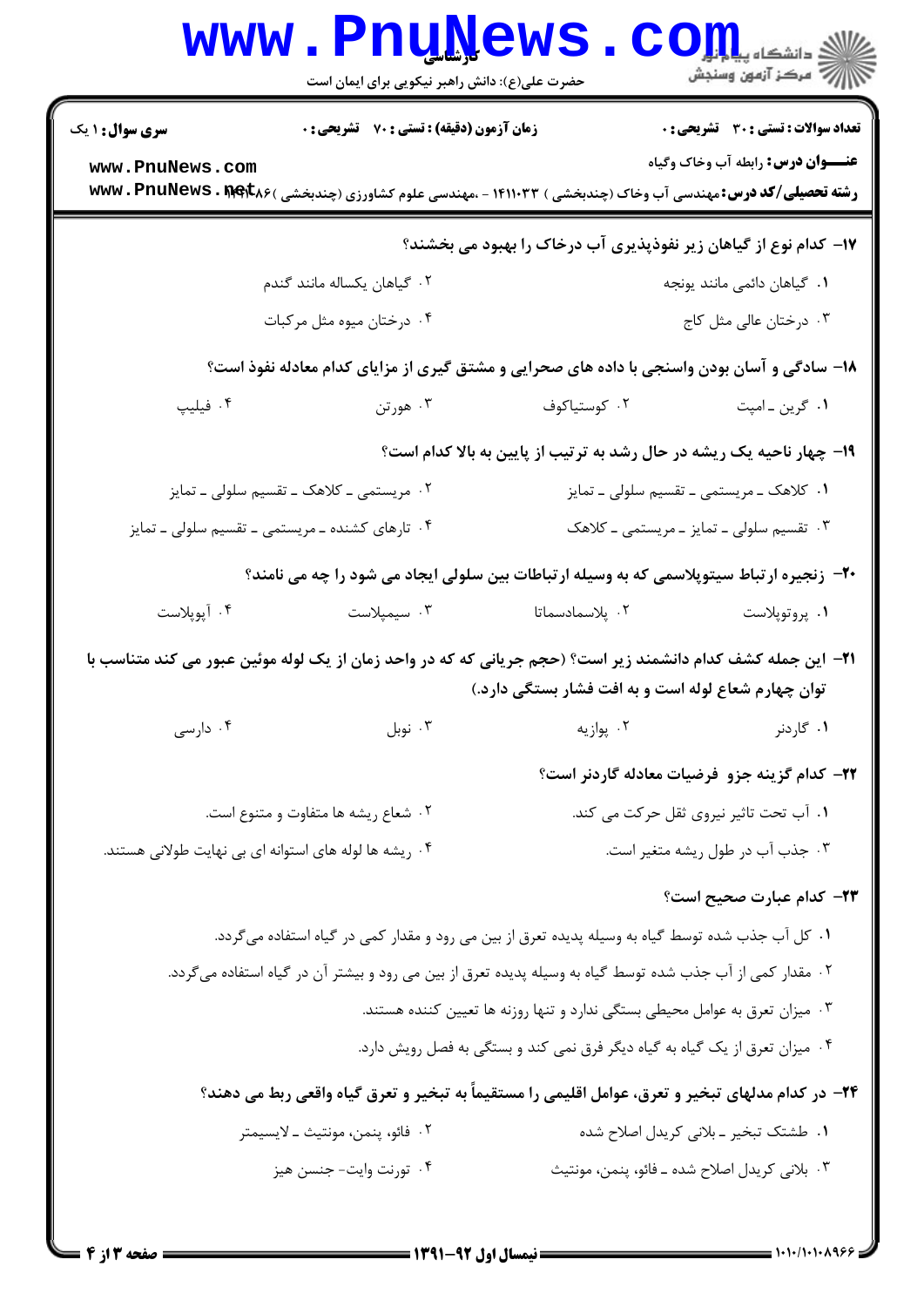۱۷- کدام نوع از گیاهان زیر نفوذپذیری آب درخاک را بهبود می بخشند؟

۱. گیاهان دائمی مانند یونجه
۲. گیاهان یکساله مانند گندم
۳. درختان عالی مثل کاج
۴. درختان میوه مثل مرکبات

۱۸- سادگی و آسان بودن واسنجی با داده های صحرایی و مشتق گیری از مزایای کدام معادله نفوذ است؟

۱. گرین ـ امپت
۲. کوستیاکوف
۳. هورتن
۴. فیلیپ

۱۹- چهار ناحیه یک ریشه در حال رشد به ترتیب از پایین به بالا کدام است؟

۱. کلاهک ـ مریستمی ـ تقسیم سلولی ـ تمایز
۲. مریستمی ـ کلاهک ـ تقسیم سلولی ـ تمایز
۳. تقسیم سلولی ـ تمایز ـ مریستمی ـ کلاهک
۴. تارهای کشنده ـ مریستمی ـ تقسیم سلولی ـ تمایز

۲۰- زنجیره ارتباط سیتوپلاسمی که به وسیله ارتباطات بین سلولی ایجاد می شود را چه می نامند؟

۱. پروتوپلاست
۲. پلاسمادسماتا
۳. سیمپلاست
۴. آپوپلاست

۲۱- این جمله کشف کدام دانشمند زیر است؟ (حجم جریانی که که در واحد زمان از یک لوله موئین عبور می کند متناسب با توان چهارم شعاع لوله است و به افت فشار بستگی دارد.)

۱. گاردنر
۲. پوازیه
۳. نوبل
۴. دارسی

۲۲- کدام گزینه جزو فرضیات معادله گاردنر است؟

۱. آب تحت تاثیر نیروی ثقل حرکت می کند.
۲. شعاع ریشه ها متفاوت و متنوع است.
۳. جذب آب در طول ریشه متغیر است.
۴. ریشه ها لوله های استوانه ای بی نهایت طولانی هستند.

۲۳- کدام عبارت صحیح است؟

۱. کل آب جذب شده توسط گیاه به وسیله پدیده تعرق از بین می رود و مقدار کمی در گیاه استفاده می‌گردد.
۲. مقدار کمی از آب جذب شده توسط گیاه به وسیله پدیده تعرق از بین می رود و بیشتر آن در گیاه استفاده می‌گردد.
۳. میزان تعرق به عوامل محیطی بستگی ندارد و تنها روزنه ها تعیین کننده هستند.
۴. میزان تعرق از یک گیاه به گیاه دیگر فرق نمی کند و بستگی به فصل رویش دارد.

۲۴- در کدام مدلهای تبخیر و تعرق، عوامل اقلیمی را مستقیماً به تبخیر و تعرق گیاه واقعی ربط می دهند؟

۱. طشتک تبخیر ـ بلانی کریدل اصلاح شده
۲. فائو، پنمن، مونتیث ـ لایسیمتر
۳. بلانی کریدل اصلاح شده ـ فائو، پنمن، مونتیث
۴. تورنت وایت- جنسن هیز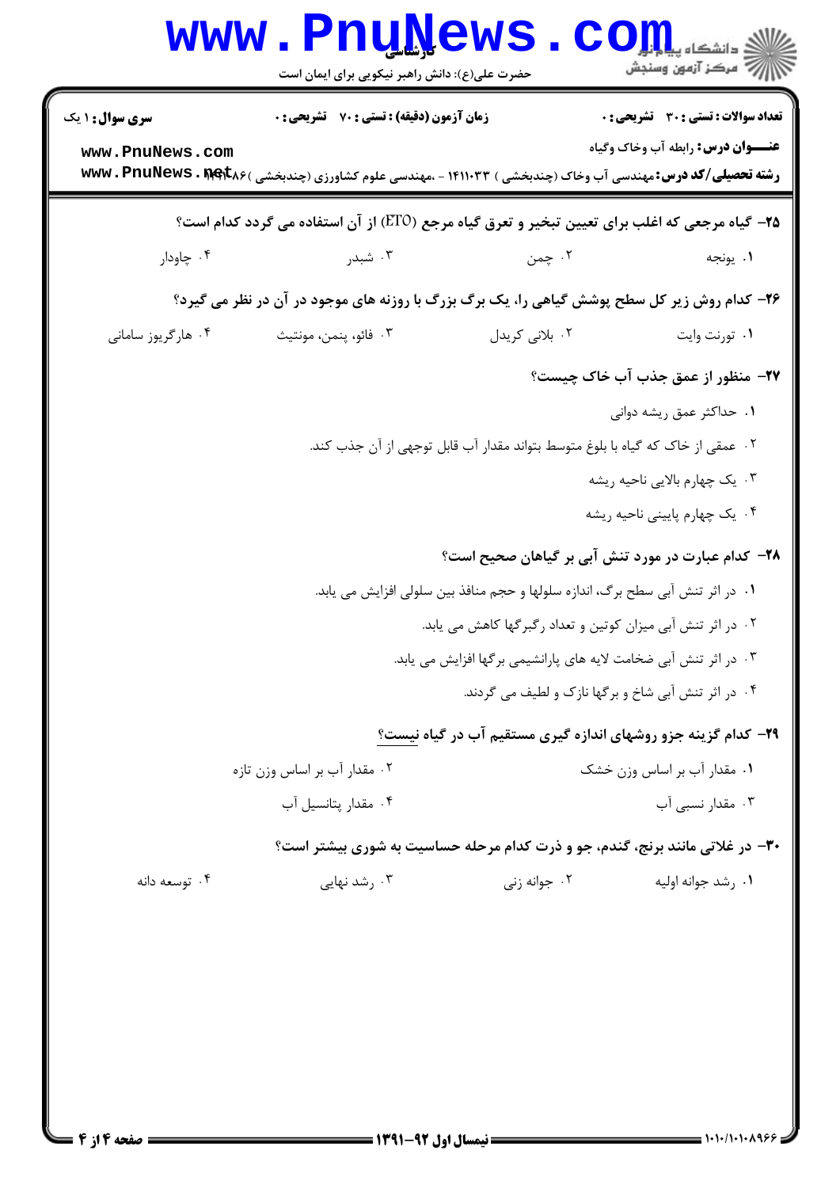۲۵- گیاه مرجعی که اغلب برای تعیین تبخیر و تعرق گیاه مرجع (ETO) از آن استفاده می گردد کدام است؟

۱. یونجه
۲. چمن
۳. شبدر
۴. چاودار

۲۶- کدام روش زیر کل سطح پوشش گیاهی را، یک برگ بزرگ با روزنه های موجود در آن در نظر می گیرد؟

۱. تورنت وایت
۲. بلانی کریدل
۳. فائو، پنمن، مونتیث
۴. هارگریوز سامانی

۲۷- منظور از عمق جذب آب خاک چیست؟

۱. حداکثر عمق ریشه دوانی
۲. عمقی از خاک که گیاه با بلوغ متوسط بتواند مقدار آب قابل توجهی از آن جذب کند.
۳. یک چهارم بالایی ناحیه ریشه
۴. یک چهارم پایینی ناحیه ریشه

۲۸- کدام عبارت در مورد تنش آبی بر گیاهان صحیح است؟

۱. در اثر تنش آبی سطح برگ، اندازه سلولها و حجم منافذ بین سلولی افزایش می یابد.
۲. در اثر تنش آبی میزان کوتین و تعداد رگبرگها کاهش می یابد.
۳. در اثر تنش آبی ضخامت لایه های پارانشیمی برگها افزایش می یابد.
۴. در اثر تنش آبی شاخ و برگها نازک و لطیف می گردند.

۲۹- کدام گزینه جزو روشهای اندازه گیری مستقیم آب در گیاه نیست؟

۱. مقدار آب بر اساس وزن خشک
۲. مقدار آب بر اساس وزن تازه
۳. مقدار نسبی آب
۴. مقدار پتانسیل آب

۳۰- در غلاتی مانند برنج، گندم، جو و ذرت کدام مرحله حساسیت به شوری بیشتر است؟

۱. رشد جوانه اولیه
۲. جوانه زنی
۳. رشد نهایی
۴. توسعه دانه